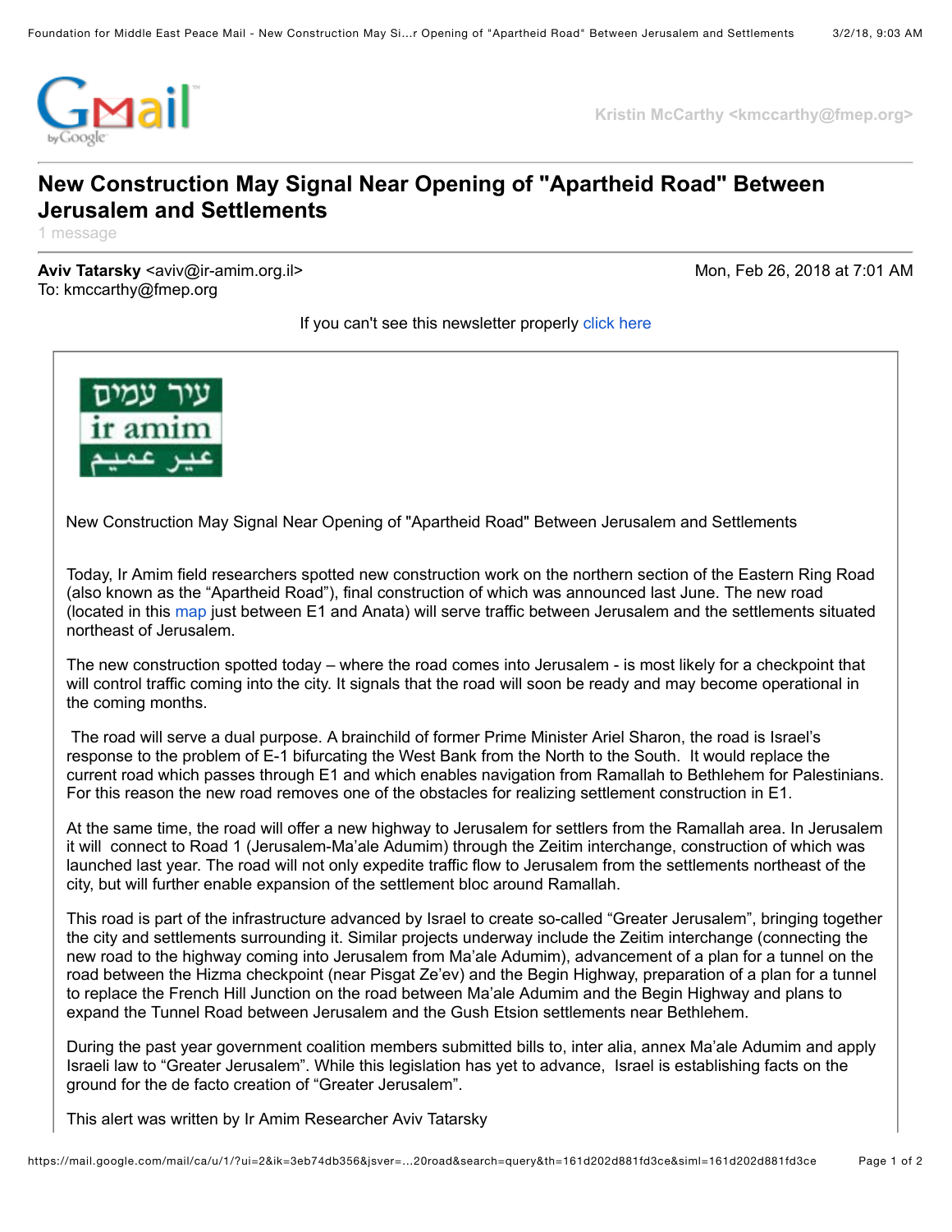Kristin McCarthy <kmccarthy@fmep.org>

# New Construction May Signal Near Opening of "Apartheid Road" Between Jerusalem and Settlements

1 message

**Aviv Tatarsky** <aviv@ir-amim.org.il>  
To: kmccarthy@fmep.org

Mon, Feb 26, 2018 at 7:01 AM

If you can't see this newsletter properly click here

עיר עמים  
ir amim  
عير عميم

New Construction May Signal Near Opening of "Apartheid Road" Between Jerusalem and Settlements

Today, Ir Amim field researchers spotted new construction work on the northern section of the Eastern Ring Road (also known as the "Apartheid Road"), final construction of which was announced last June. The new road (located in this map just between E1 and Anata) will serve traffic between Jerusalem and the settlements situated northeast of Jerusalem.

The new construction spotted today – where the road comes into Jerusalem - is most likely for a checkpoint that will control traffic coming into the city. It signals that the road will soon be ready and may become operational in the coming months.

The road will serve a dual purpose. A brainchild of former Prime Minister Ariel Sharon, the road is Israel's response to the problem of E-1 bifurcating the West Bank from the North to the South. It would replace the current road which passes through E1 and which enables navigation from Ramallah to Bethlehem for Palestinians. For this reason the new road removes one of the obstacles for realizing settlement construction in E1.

At the same time, the road will offer a new highway to Jerusalem for settlers from the Ramallah area. In Jerusalem it will connect to Road 1 (Jerusalem-Ma'ale Adumim) through the Zeitim interchange, construction of which was launched last year. The road will not only expedite traffic flow to Jerusalem from the settlements northeast of the city, but will further enable expansion of the settlement bloc around Ramallah.

This road is part of the infrastructure advanced by Israel to create so-called "Greater Jerusalem", bringing together the city and settlements surrounding it. Similar projects underway include the Zeitim interchange (connecting the new road to the highway coming into Jerusalem from Ma'ale Adumim), advancement of a plan for a tunnel on the road between the Hizma checkpoint (near Pisgat Ze'ev) and the Begin Highway, preparation of a plan for a tunnel to replace the French Hill Junction on the road between Ma'ale Adumim and the Begin Highway and plans to expand the Tunnel Road between Jerusalem and the Gush Etsion settlements near Bethlehem.

During the past year government coalition members submitted bills to, inter alia, annex Ma'ale Adumim and apply Israeli law to "Greater Jerusalem". While this legislation has yet to advance, Israel is establishing facts on the ground for the de facto creation of "Greater Jerusalem".

This alert was written by Ir Amim Researcher Aviv Tatarsky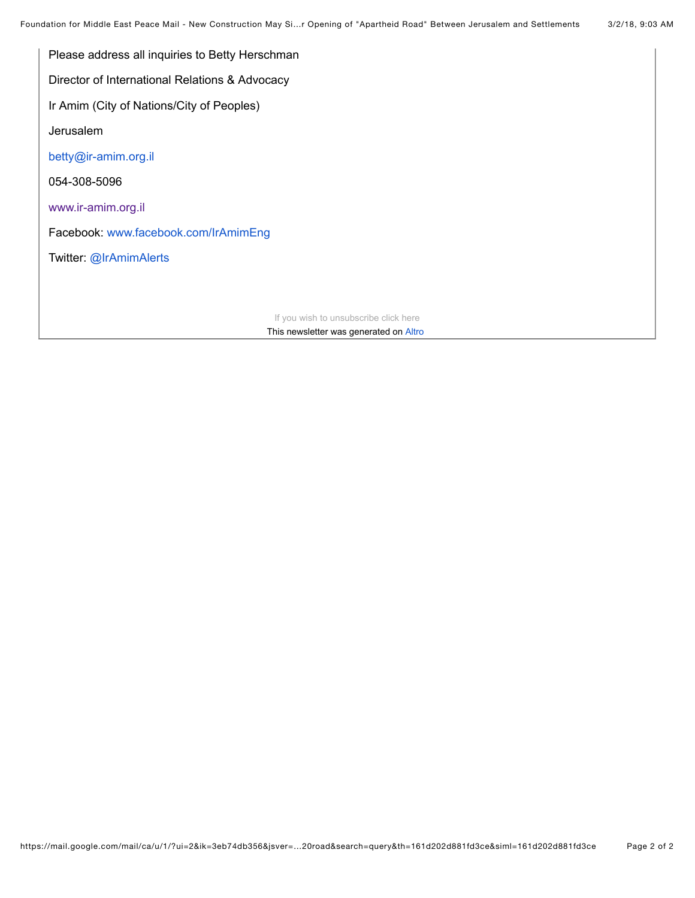Please address all inquiries to Betty Herschman

Director of International Relations & Advocacy

Ir Amim (City of Nations/City of Peoples)

Jerusalem

betty@ir-amim.org.il

054-308-5096

www.ir-amim.org.il

Facebook: www.facebook.com/IrAmimEng

Twitter: @IrAmimAlerts

If you wish to unsubscribe click here

This newsletter was generated on Altro